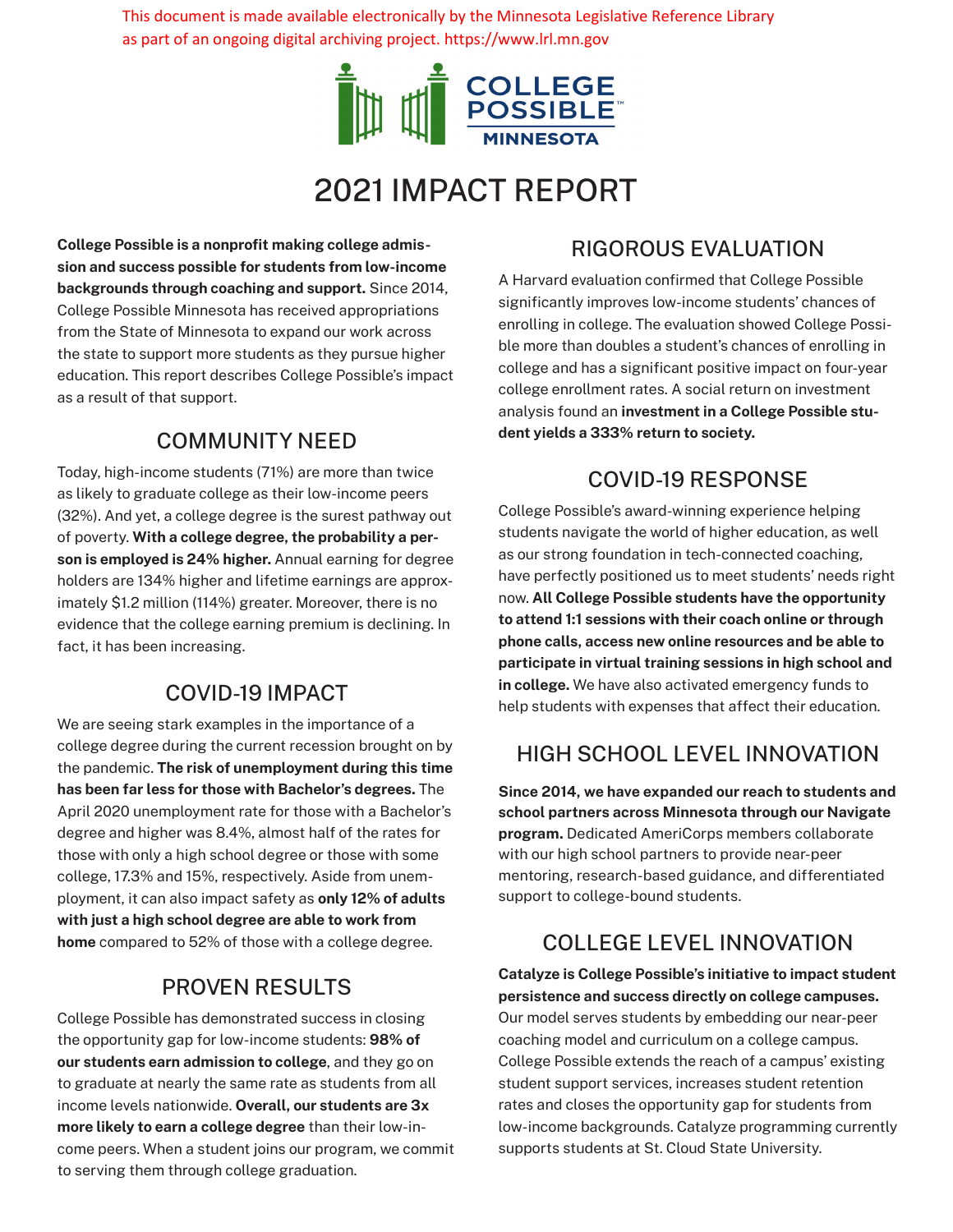This document is made available electronically by the Minnesota Legislative Reference Library as part of an ongoing digital archiving project. https://www.lrl.mn.gov

COLLEGE POSSIBLE™ MINNESOTA

# 2021 IMPACT REPORT

**College Possible is a nonprofit making college admission and success possible for students from low-income backgrounds through coaching and support.** Since 2014, College Possible Minnesota has received appropriations from the State of Minnesota to expand our work across the state to support more students as they pursue higher education. This report describes College Possible's impact as a result of that support.

## COMMUNITY NEED

Today, high-income students (71%) are more than twice as likely to graduate college as their low-income peers (32%). And yet, a college degree is the surest pathway out of poverty. **With a college degree, the probability a person is employed is 24% higher.** Annual earning for degree holders are 134% higher and lifetime earnings are approximately $1.2 million (114%) greater. Moreover, there is no evidence that the college earning premium is declining. In fact, it has been increasing.

## COVID-19 IMPACT

We are seeing stark examples in the importance of a college degree during the current recession brought on by the pandemic. **The risk of unemployment during this time has been far less for those with Bachelor's degrees.** The April 2020 unemployment rate for those with a Bachelor's degree and higher was 8.4%, almost half of the rates for those with only a high school degree or those with some college, 17.3% and 15%, respectively. Aside from unemployment, it can also impact safety as **only 12% of adults with just a high school degree are able to work from home** compared to 52% of those with a college degree.

## PROVEN RESULTS

College Possible has demonstrated success in closing the opportunity gap for low-income students: **98% of our students earn admission to college**, and they go on to graduate at nearly the same rate as students from all income levels nationwide. **Overall, our students are 3x more likely to earn a college degree** than their low-income peers. When a student joins our program, we commit to serving them through college graduation.

## RIGOROUS EVALUATION

A Harvard evaluation confirmed that College Possible significantly improves low-income students' chances of enrolling in college. The evaluation showed College Possible more than doubles a student's chances of enrolling in college and has a significant positive impact on four-year college enrollment rates. A social return on investment analysis found an **investment in a College Possible student yields a 333% return to society.**

## COVID-19 RESPONSE

College Possible's award-winning experience helping students navigate the world of higher education, as well as our strong foundation in tech-connected coaching, have perfectly positioned us to meet students' needs right now. **All College Possible students have the opportunity to attend 1:1 sessions with their coach online or through phone calls, access new online resources and be able to participate in virtual training sessions in high school and in college.** We have also activated emergency funds to help students with expenses that affect their education.

## HIGH SCHOOL LEVEL INNOVATION

**Since 2014, we have expanded our reach to students and school partners across Minnesota through our Navigate program.** Dedicated AmeriCorps members collaborate with our high school partners to provide near-peer mentoring, research-based guidance, and differentiated support to college-bound students.

## COLLEGE LEVEL INNOVATION

**Catalyze is College Possible's initiative to impact student persistence and success directly on college campuses.** Our model serves students by embedding our near-peer coaching model and curriculum on a college campus. College Possible extends the reach of a campus' existing student support services, increases student retention rates and closes the opportunity gap for students from low-income backgrounds. Catalyze programming currently supports students at St. Cloud State University.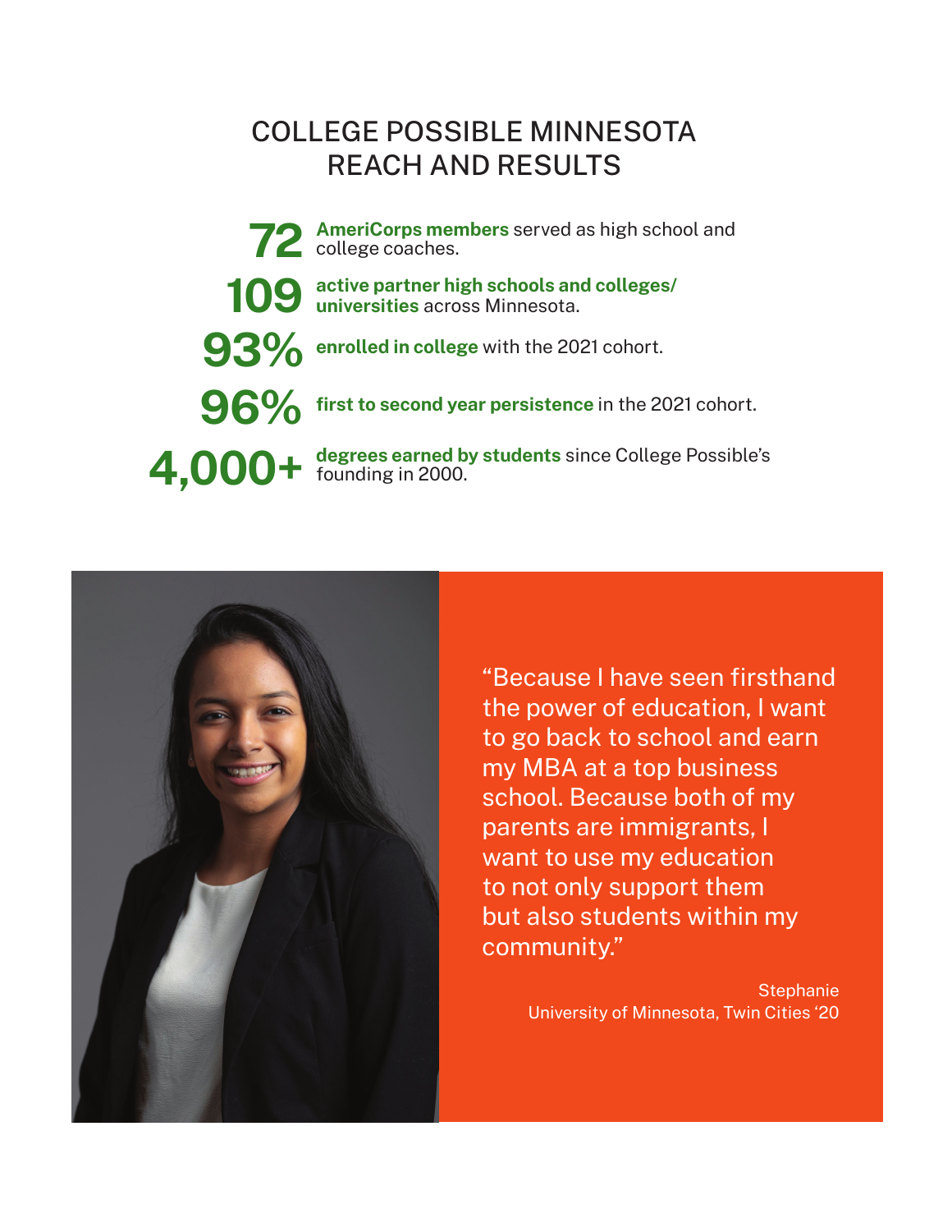# COLLEGE POSSIBLE MINNESOTA REACH AND RESULTS

**72** **AmeriCorps members** served as high school and college coaches.

**109** **active partner high schools and colleges/ universities** across Minnesota.

**93%** **enrolled in college** with the 2021 cohort.

**96%** **first to second year persistence** in the 2021 cohort.

**4,000+** **degrees earned by students** since College Possible's founding in 2000.

"Because I have seen firsthand the power of education, I want to go back to school and earn my MBA at a top business school. Because both of my parents are immigrants, I want to use my education to not only support them but also students within my community."

Stephanie
University of Minnesota, Twin Cities '20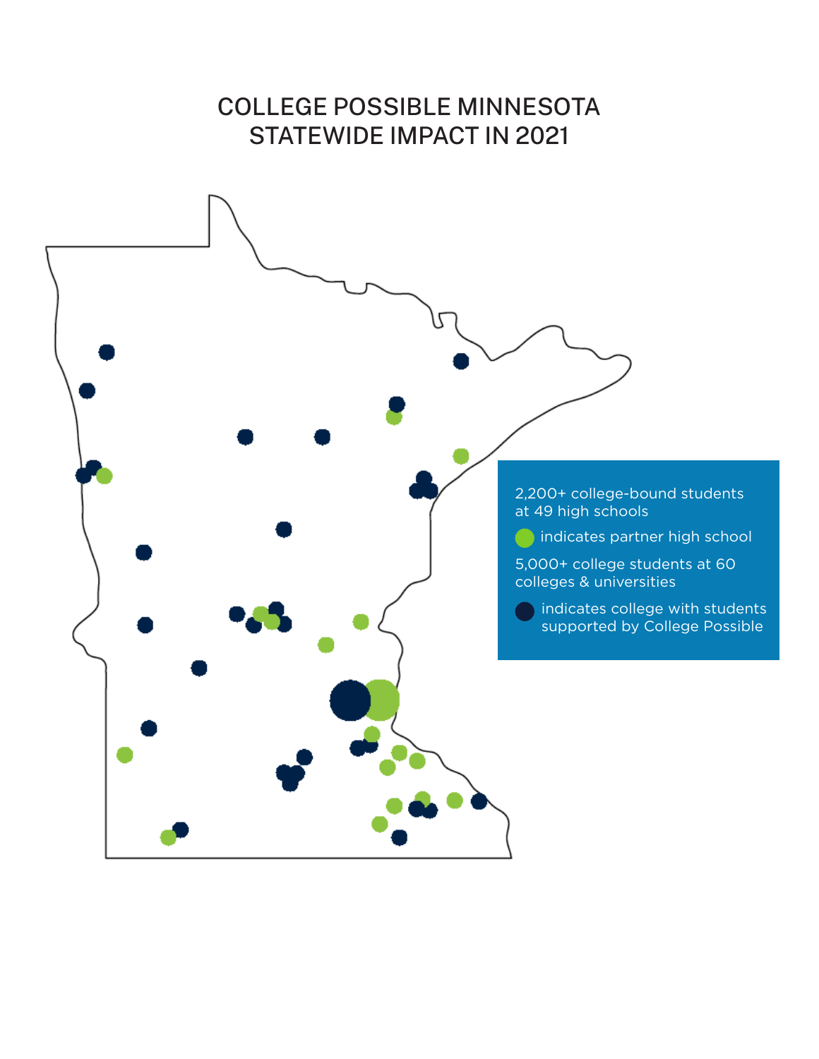# COLLEGE POSSIBLE MINNESOTA STATEWIDE IMPACT IN 2021

2,200+ college-bound students at 49 high schools

indicates partner high school

5,000+ college students at 60 colleges & universities

indicates college with students supported by College Possible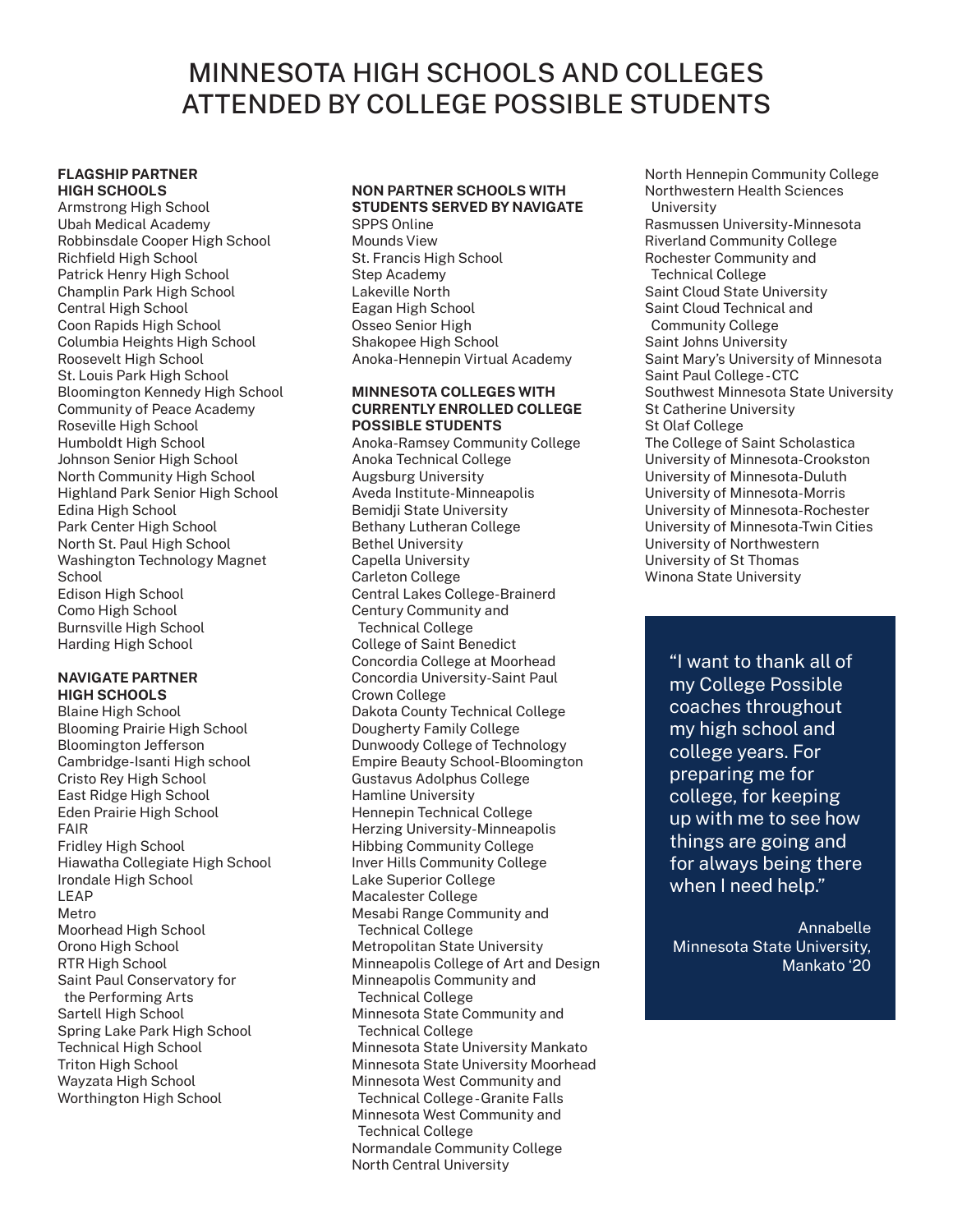# MINNESOTA HIGH SCHOOLS AND COLLEGES ATTENDED BY COLLEGE POSSIBLE STUDENTS

**FLAGSHIP PARTNER HIGH SCHOOLS**

Armstrong High School
Ubah Medical Academy
Robbinsdale Cooper High School
Richfield High School
Patrick Henry High School
Champlin Park High School
Central High School
Coon Rapids High School
Columbia Heights High School
Roosevelt High School
St. Louis Park High School
Bloomington Kennedy High School
Community of Peace Academy
Roseville High School
Humboldt High School
Johnson Senior High School
North Community High School
Highland Park Senior High School
Edina High School
Park Center High School
North St. Paul High School
Washington Technology Magnet School
Edison High School
Como High School
Burnsville High School
Harding High School

**NAVIGATE PARTNER HIGH SCHOOLS**

Blaine High School
Blooming Prairie High School
Bloomington Jefferson
Cambridge-Isanti High school
Cristo Rey High School
East Ridge High School
Eden Prairie High School
FAIR
Fridley High School
Hiawatha Collegiate High School
Irondale High School
LEAP
Metro
Moorhead High School
Orono High School
RTR High School
Saint Paul Conservatory for the Performing Arts
Sartell High School
Spring Lake Park High School
Technical High School
Triton High School
Wayzata High School
Worthington High School

**NON PARTNER SCHOOLS WITH STUDENTS SERVED BY NAVIGATE**

SPPS Online
Mounds View
St. Francis High School
Step Academy
Lakeville North
Eagan High School
Osseo Senior High
Shakopee High School
Anoka-Hennepin Virtual Academy

**MINNESOTA COLLEGES WITH CURRENTLY ENROLLED COLLEGE POSSIBLE STUDENTS**

Anoka-Ramsey Community College
Anoka Technical College
Augsburg University
Aveda Institute-Minneapolis
Bemidji State University
Bethany Lutheran College
Bethel University
Capella University
Carleton College
Central Lakes College-Brainerd
Century Community and Technical College
College of Saint Benedict
Concordia College at Moorhead
Concordia University-Saint Paul
Crown College
Dakota County Technical College
Dougherty Family College
Dunwoody College of Technology
Empire Beauty School-Bloomington
Gustavus Adolphus College
Hamline University
Hennepin Technical College
Herzing University-Minneapolis
Hibbing Community College
Inver Hills Community College
Lake Superior College
Macalester College
Mesabi Range Community and Technical College
Metropolitan State University
Minneapolis College of Art and Design
Minneapolis Community and Technical College
Minnesota State Community and Technical College
Minnesota State University Mankato
Minnesota State University Moorhead
Minnesota West Community and Technical College - Granite Falls
Minnesota West Community and Technical College
Normandale Community College
North Central University
North Hennepin Community College
Northwestern Health Sciences University
Rasmussen University-Minnesota
Riverland Community College
Rochester Community and Technical College
Saint Cloud State University
Saint Cloud Technical and Community College
Saint Johns University
Saint Mary's University of Minnesota
Saint Paul College - CTC
Southwest Minnesota State University
St Catherine University
St Olaf College
The College of Saint Scholastica
University of Minnesota-Crookston
University of Minnesota-Duluth
University of Minnesota-Morris
University of Minnesota-Rochester
University of Minnesota-Twin Cities
University of Northwestern
University of St Thomas
Winona State University

> "I want to thank all of my College Possible coaches throughout my high school and college years. For preparing me for college, for keeping up with me to see how things are going and for always being there when I need help."
>
> Annabelle
> Minnesota State University, Mankato '20